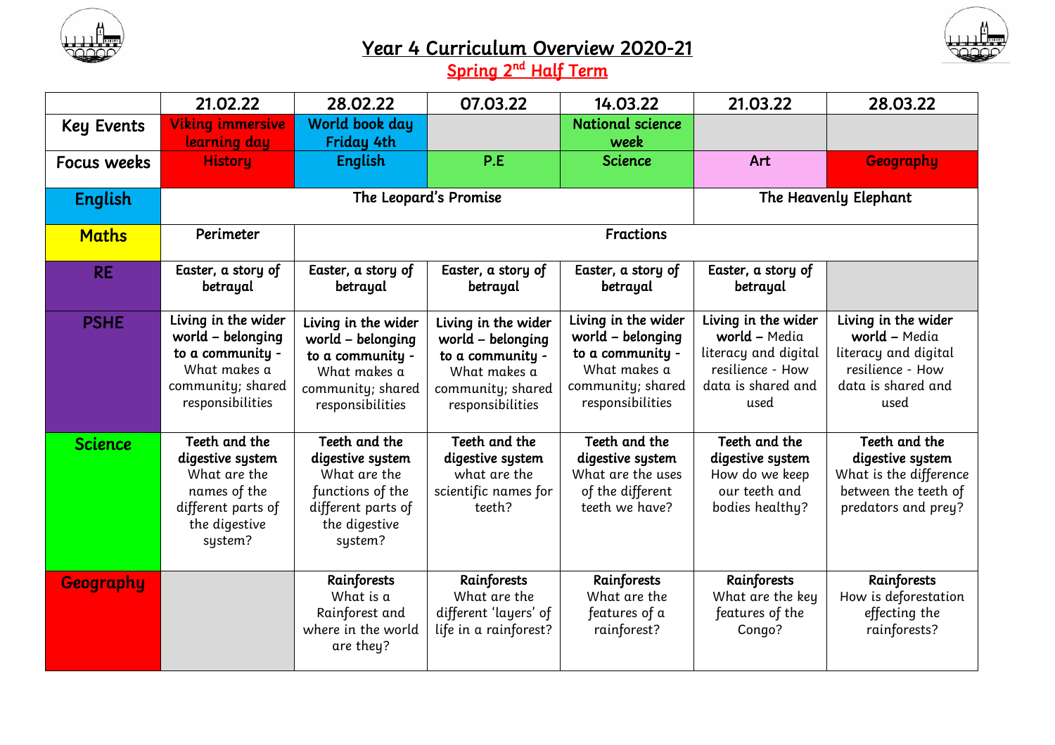# Year 4 Curriculum Overview 2020-21

## Spring 2nd Half Term

| | 21.02.22 | 28.02.22 | 07.03.22 | 14.03.22 | 21.03.22 | 28.03.22 |
|---|---|---|---|---|---|---|
| **Key Events** | Viking immersive learning day | World book day Friday 4th | | National science week | | |
| **Focus weeks** | History | English | P.E | Science | Art | Geography |
| **English** | The Leopard's Promise | | | | The Heavenly Elephant | |
| **Maths** | Perimeter | Fractions | | | | |
| **RE** | Easter, a story of betrayal | Easter, a story of betrayal | Easter, a story of betrayal | Easter, a story of betrayal | Easter, a story of betrayal | |
| **PSHE** | **Living in the wider world – belonging to a community -** What makes a community; shared responsibilities | **Living in the wider world – belonging to a community -** What makes a community; shared responsibilities | **Living in the wider world – belonging to a community -** What makes a community; shared responsibilities | **Living in the wider world – belonging to a community -** What makes a community; shared responsibilities | **Living in the wider world –** Media literacy and digital resilience - How data is shared and used | **Living in the wider world –** Media literacy and digital resilience - How data is shared and used |
| **Science** | **Teeth and the digestive system** What are the names of the different parts of the digestive system? | **Teeth and the digestive system** What are the functions of the different parts of the digestive system? | **Teeth and the digestive system** what are the scientific names for teeth? | **Teeth and the digestive system** What are the uses of the different teeth we have? | **Teeth and the digestive system** How do we keep our teeth and bodies healthy? | **Teeth and the digestive system** What is the difference between the teeth of predators and prey? |
| **Geography** | | **Rainforests** What is a Rainforest and where in the world are they? | **Rainforests** What are the different 'layers' of life in a rainforest? | **Rainforests** What are the features of a rainforest? | **Rainforests** What are the key features of the Congo? | **Rainforests** How is deforestation effecting the rainforests? |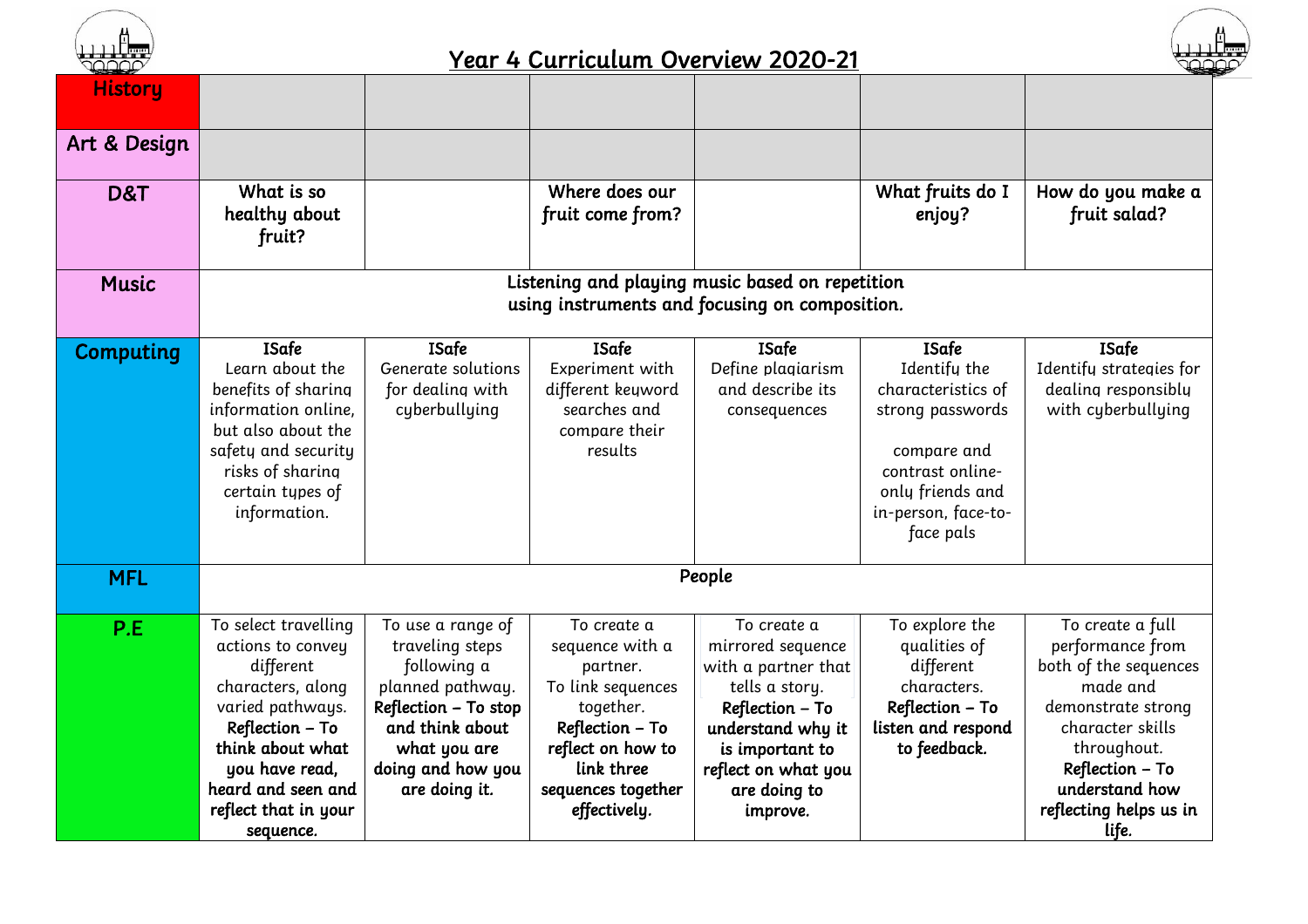# Year 4 Curriculum Overview 2020-21

| | | | | | | |
|---|---|---|---|---|---|---|
| History | | | | | | |
| Art & Design | | | | | | |
| D&T | What is so healthy about fruit? | | Where does our fruit come from? | | What fruits do I enjoy? | How do you make a fruit salad? |
| Music | Listening and playing music based on repetition using instruments and focusing on composition. | | | | | |
| Computing | **ISafe** Learn about the benefits of sharing information online, but also about the safety and security risks of sharing certain types of information. | **ISafe** Generate solutions for dealing with cyberbullying | **ISafe** Experiment with different keyword searches and compare their results | **ISafe** Define plagiarism and describe its consequences | **ISafe** Identify the characteristics of strong passwords<br><br>compare and contrast online-only friends and in-person, face-to-face pals | **ISafe** Identify strategies for dealing responsibly with cyberbullying |
| MFL | People | | | | | |
| P.E | To select travelling actions to convey different characters, along varied pathways. **Reflection – To think about what you have read, heard and seen and reflect that in your sequence.** | To use a range of traveling steps following a planned pathway. **Reflection – To stop and think about what you are doing and how you are doing it.** | To create a sequence with a partner. To link sequences together. **Reflection – To reflect on how to link three sequences together effectively.** | To create a mirrored sequence with a partner that tells a story. **Reflection – To understand why it is important to reflect on what you are doing to improve.** | To explore the qualities of different characters. **Reflection – To listen and respond to feedback.** | To create a full performance from both of the sequences made and demonstrate strong character skills throughout. **Reflection – To understand how reflecting helps us in life.** |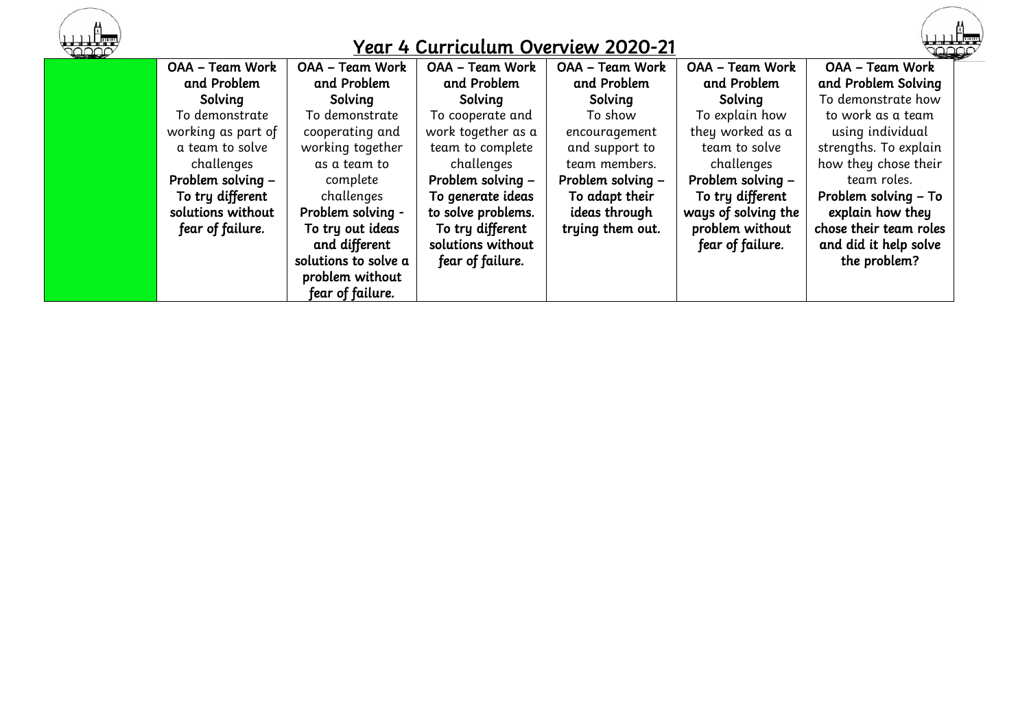# Year 4 Curriculum Overview 2020-21

| | | | | | | |
|---|---|---|---|---|---|---|
| | OAA – Team Work and Problem Solving<br>To demonstrate working as part of a team to solve challenges<br>**Problem solving – To try different solutions without *fear of failure.*** | OAA – Team Work and Problem Solving<br>To demonstrate cooperating and working together as a team to complete challenges<br>**Problem solving - To try out ideas and different solutions to solve a problem without *fear of failure.*** | OAA – Team Work and Problem Solving<br>To cooperate and work together as a team to complete challenges<br>**Problem solving – To generate ideas to solve problems. To try different solutions without *fear of failure.*** | OAA – Team Work and Problem Solving<br>To show encouragement and support to team members.<br>**Problem solving – To adapt their ideas through trying them out.** | OAA – Team Work and Problem Solving<br>To explain how they worked as a team to solve challenges<br>**Problem solving – To try different ways of solving the problem without *fear of failure.*** | OAA – Team Work and Problem Solving<br>To demonstrate how to work as a team using individual strengths. To explain how they chose their team roles.<br>**Problem solving – To explain how they chose their team roles and did it help solve the problem?** |